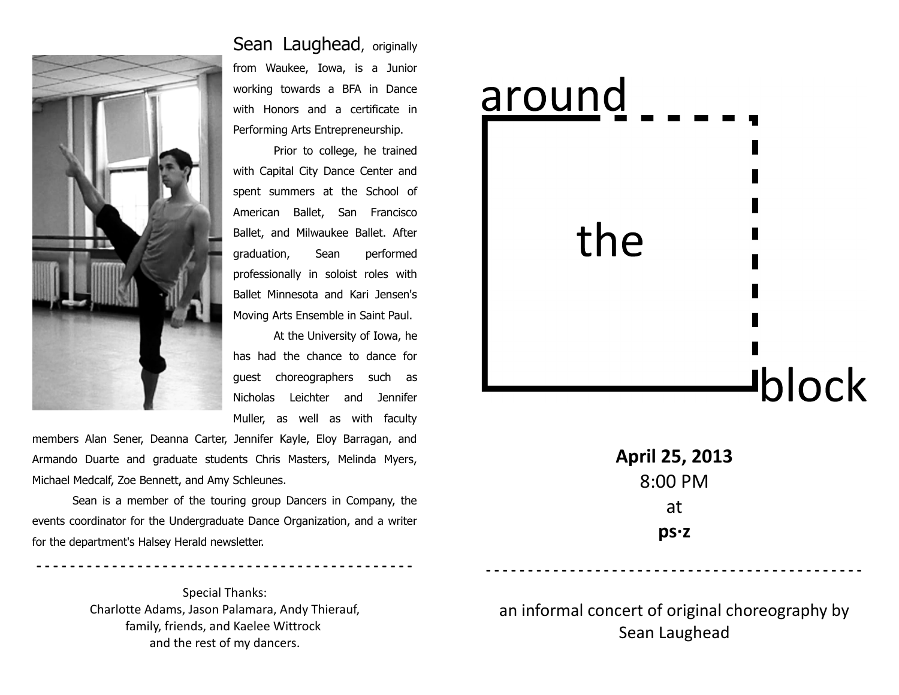# around the block

**April 25, 2013**
8:00 PM
at
**ps·z**

---

an informal concert of original choreography by
Sean Laughead

---

Sean Laughead, originally from Waukee, Iowa, is a Junior working towards a BFA in Dance with Honors and a certificate in Performing Arts Entrepreneurship.

Prior to college, he trained with Capital City Dance Center and spent summers at the School of American Ballet, San Francisco Ballet, and Milwaukee Ballet. After graduation, Sean performed professionally in soloist roles with Ballet Minnesota and Kari Jensen's Moving Arts Ensemble in Saint Paul.

At the University of Iowa, he has had the chance to dance for guest choreographers such as Nicholas Leichter and Jennifer Muller, as well as with faculty members Alan Sener, Deanna Carter, Jennifer Kayle, Eloy Barragan, and Armando Duarte and graduate students Chris Masters, Melinda Myers, Michael Medcalf, Zoe Bennett, and Amy Schleunes.

Sean is a member of the touring group Dancers in Company, the events coordinator for the Undergraduate Dance Organization, and a writer for the department's Halsey Herald newsletter.

---

Special Thanks:
Charlotte Adams, Jason Palamara, Andy Thierauf, family, friends, and Kaelee Wittrock and the rest of my dancers.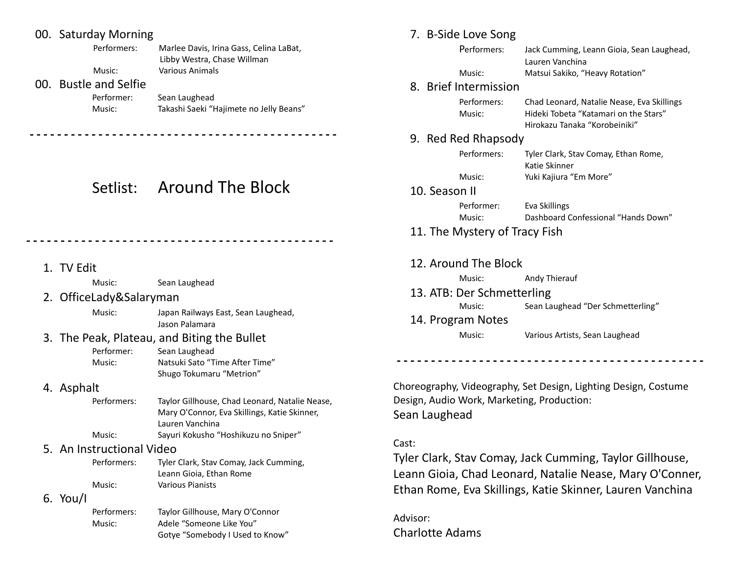00. Saturday Morning

Performers: Marlee Davis, Irina Gass, Celina LaBat, Libby Westra, Chase Willman
Music: Various Animals

00. Bustle and Selfie

Performer: Sean Laughead
Music: Takashi Saeki "Hajimete no Jelly Beans"

---

# Setlist: Around The Block

---

1. TV Edit

   Music: Sean Laughead

2. OfficeLady&Salaryman

   Music: Japan Railways East, Sean Laughead, Jason Palamara

3. The Peak, Plateau, and Biting the Bullet

   Performer: Sean Laughead
   Music: Natsuki Sato "Time After Time"
   Shugo Tokumaru "Metrion"

4. Asphalt

   Performers: Taylor Gillhouse, Chad Leonard, Natalie Nease, Mary O'Connor, Eva Skillings, Katie Skinner, Lauren Vanchina
   Music: Sayuri Kokusho "Hoshikuzu no Sniper"

5. An Instructional Video

   Performers: Tyler Clark, Stav Comay, Jack Cumming, Leann Gioia, Ethan Rome
   Music: Various Pianists

6. You/I

   Performers: Taylor Gillhouse, Mary O'Connor
   Music: Adele "Someone Like You"
   Gotye "Somebody I Used to Know"

7. B-Side Love Song

   Performers: Jack Cumming, Leann Gioia, Sean Laughead, Lauren Vanchina
   Music: Matsui Sakiko, "Heavy Rotation"

8. Brief Intermission

   Performers: Chad Leonard, Natalie Nease, Eva Skillings
   Music: Hideki Tobeta "Katamari on the Stars"
   Hirokazu Tanaka "Korobeiniki"

9. Red Red Rhapsody

   Performers: Tyler Clark, Stav Comay, Ethan Rome, Katie Skinner
   Music: Yuki Kajiura "Em More"

10. Season II

    Performer: Eva Skillings
    Music: Dashboard Confessional "Hands Down"

11. The Mystery of Tracy Fish

12. Around The Block

    Music: Andy Thierauf

13. ATB: Der Schmetterling

    Music: Sean Laughead "Der Schmetterling"

14. Program Notes

    Music: Various Artists, Sean Laughead

---

Choreography, Videography, Set Design, Lighting Design, Costume Design, Audio Work, Marketing, Production:
Sean Laughead

Cast:
Tyler Clark, Stav Comay, Jack Cumming, Taylor Gillhouse, Leann Gioia, Chad Leonard, Natalie Nease, Mary O'Conner, Ethan Rome, Eva Skillings, Katie Skinner, Lauren Vanchina

Advisor:
Charlotte Adams